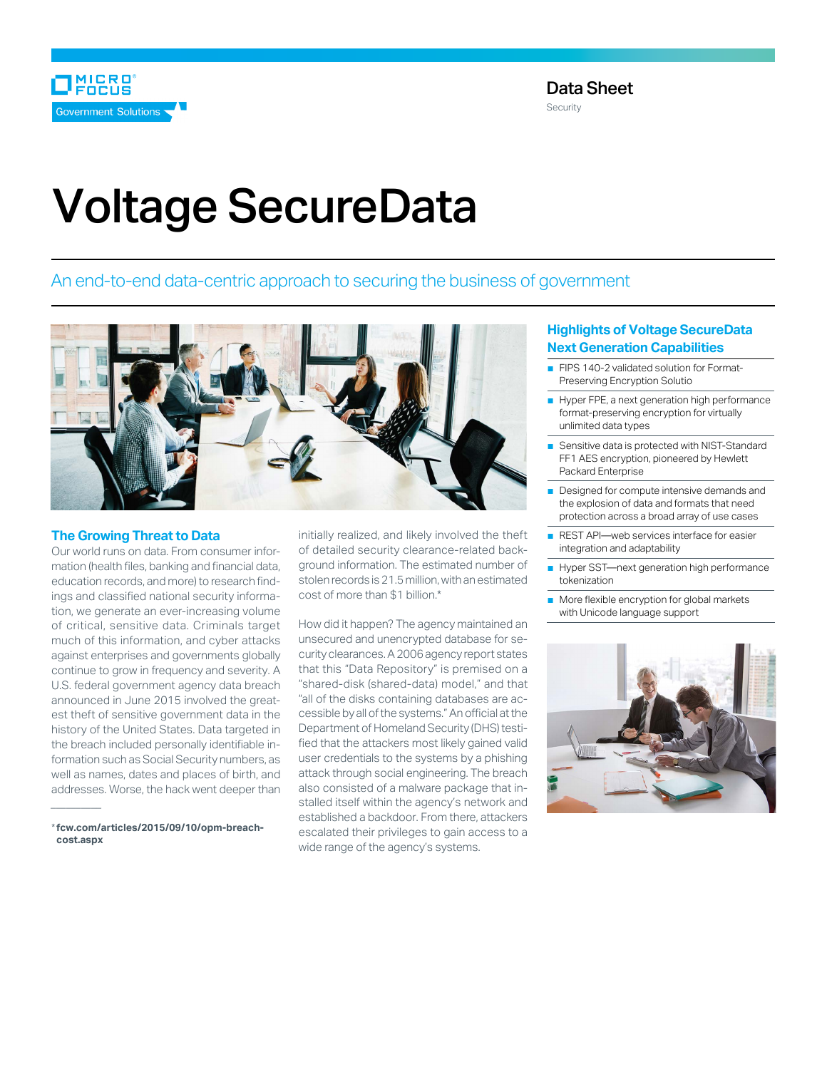Data Sheet
Security

# Voltage SecureData

An end-to-end data-centric approach to securing the business of government

## The Growing Threat to Data

Our world runs on data. From consumer information (health files, banking and financial data, education records, and more) to research findings and classified national security information, we generate an ever-increasing volume of critical, sensitive data. Criminals target much of this information, and cyber attacks against enterprises and governments globally continue to grow in frequency and severity. A U.S. federal government agency data breach announced in June 2015 involved the greatest theft of sensitive government data in the history of the United States. Data targeted in the breach included personally identifiable information such as Social Security numbers, as well as names, dates and places of birth, and addresses. Worse, the hack went deeper than initially realized, and likely involved the theft of detailed security clearance-related background information. The estimated number of stolen records is 21.5 million, with an estimated cost of more than $1 billion.*

How did it happen? The agency maintained an unsecured and unencrypted database for security clearances. A 2006 agency report states that this "Data Repository" is premised on a "shared-disk (shared-data) model," and that "all of the disks containing databases are accessible by all of the systems." An official at the Department of Homeland Security (DHS) testified that the attackers most likely gained valid user credentials to the systems by a phishing attack through social engineering. The breach also consisted of a malware package that installed itself within the agency's network and established a backdoor. From there, attackers escalated their privileges to gain access to a wide range of the agency's systems.

* **fcw.com/articles/2015/09/10/opm-breach-cost.aspx**

## Highlights of Voltage SecureData Next Generation Capabilities

- FIPS 140-2 validated solution for Format-Preserving Encryption Solutio
- Hyper FPE, a next generation high performance format-preserving encryption for virtually unlimited data types
- Sensitive data is protected with NIST-Standard FF1 AES encryption, pioneered by Hewlett Packard Enterprise
- Designed for compute intensive demands and the explosion of data and formats that need protection across a broad array of use cases
- REST API—web services interface for easier integration and adaptability
- Hyper SST—next generation high performance tokenization
- More flexible encryption for global markets with Unicode language support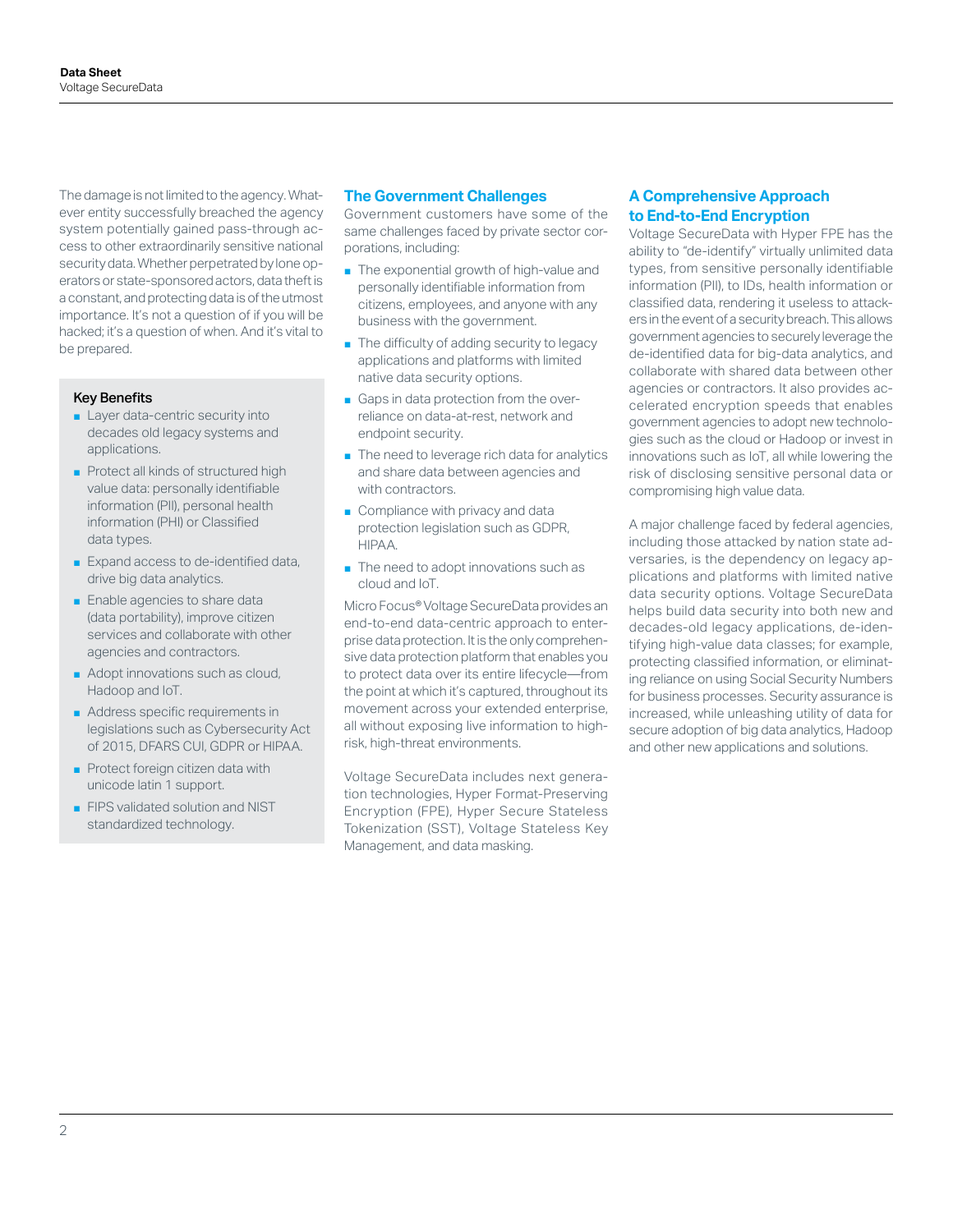The damage is not limited to the agency. Whatever entity successfully breached the agency system potentially gained pass-through access to other extraordinarily sensitive national security data. Whether perpetrated by lone operators or state-sponsored actors, data theft is a constant, and protecting data is of the utmost importance. It's not a question of if you will be hacked; it's a question of when. And it's vital to be prepared.

### Key Benefits

- Layer data-centric security into decades old legacy systems and applications.
- Protect all kinds of structured high value data: personally identifiable information (PII), personal health information (PHI) or Classified data types.
- Expand access to de-identified data, drive big data analytics.
- Enable agencies to share data (data portability), improve citizen services and collaborate with other agencies and contractors.
- Adopt innovations such as cloud, Hadoop and IoT.
- Address specific requirements in legislations such as Cybersecurity Act of 2015, DFARS CUI, GDPR or HIPAA.
- Protect foreign citizen data with unicode latin 1 support.
- FIPS validated solution and NIST standardized technology.

## The Government Challenges

Government customers have some of the same challenges faced by private sector corporations, including:

- The exponential growth of high-value and personally identifiable information from citizens, employees, and anyone with any business with the government.
- The difficulty of adding security to legacy applications and platforms with limited native data security options.
- Gaps in data protection from the over-reliance on data-at-rest, network and endpoint security.
- The need to leverage rich data for analytics and share data between agencies and with contractors.
- Compliance with privacy and data protection legislation such as GDPR, HIPAA.
- The need to adopt innovations such as cloud and IoT.

Micro Focus® Voltage SecureData provides an end-to-end data-centric approach to enterprise data protection. It is the only comprehensive data protection platform that enables you to protect data over its entire lifecycle—from the point at which it's captured, throughout its movement across your extended enterprise, all without exposing live information to high-risk, high-threat environments.

Voltage SecureData includes next generation technologies, Hyper Format-Preserving Encryption (FPE), Hyper Secure Stateless Tokenization (SST), Voltage Stateless Key Management, and data masking.

## A Comprehensive Approach to End-to-End Encryption

Voltage SecureData with Hyper FPE has the ability to "de-identify" virtually unlimited data types, from sensitive personally identifiable information (PII), to IDs, health information or classified data, rendering it useless to attackers in the event of a security breach. This allows government agencies to securely leverage the de-identified data for big-data analytics, and collaborate with shared data between other agencies or contractors. It also provides accelerated encryption speeds that enables government agencies to adopt new technologies such as the cloud or Hadoop or invest in innovations such as IoT, all while lowering the risk of disclosing sensitive personal data or compromising high value data.

A major challenge faced by federal agencies, including those attacked by nation state adversaries, is the dependency on legacy applications and platforms with limited native data security options. Voltage SecureData helps build data security into both new and decades-old legacy applications, de-identifying high-value data classes; for example, protecting classified information, or eliminating reliance on using Social Security Numbers for business processes. Security assurance is increased, while unleashing utility of data for secure adoption of big data analytics, Hadoop and other new applications and solutions.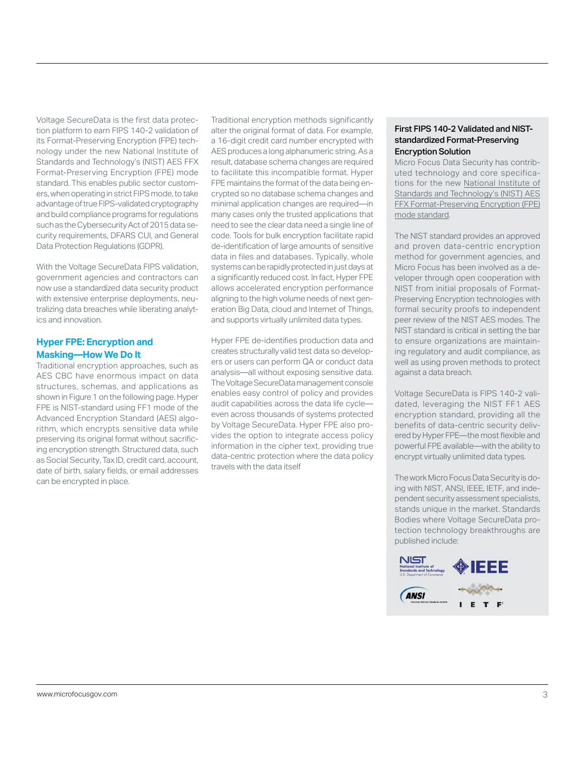Voltage SecureData is the first data protection platform to earn FIPS 140-2 validation of its Format-Preserving Encryption (FPE) technology under the new National Institute of Standards and Technology's (NIST) AES FFX Format-Preserving Encryption (FPE) mode standard. This enables public sector customers, when operating in strict FIPS mode, to take advantage of true FIPS-validated cryptography and build compliance programs for regulations such as the Cybersecurity Act of 2015 data security requirements, DFARS CUI, and General Data Protection Regulations (GDPR).

With the Voltage SecureData FIPS validation, government agencies and contractors can now use a standardized data security product with extensive enterprise deployments, neutralizing data breaches while liberating analytics and innovation.

## Hyper FPE: Encryption and Masking—How We Do It

Traditional encryption approaches, such as AES CBC have enormous impact on data structures, schemas, and applications as shown in Figure 1 on the following page. Hyper FPE is NIST-standard using FF1 mode of the Advanced Encryption Standard (AES) algorithm, which encrypts sensitive data while preserving its original format without sacrificing encryption strength. Structured data, such as Social Security, Tax ID, credit card, account, date of birth, salary fields, or email addresses can be encrypted in place.

Traditional encryption methods significantly alter the original format of data. For example, a 16-digit credit card number encrypted with AES produces a long alphanumeric string. As a result, database schema changes are required to facilitate this incompatible format. Hyper FPE maintains the format of the data being encrypted so no database schema changes and minimal application changes are required—in many cases only the trusted applications that need to see the clear data need a single line of code. Tools for bulk encryption facilitate rapid de-identification of large amounts of sensitive data in files and databases. Typically, whole systems can be rapidly protected in just days at a significantly reduced cost. In fact, Hyper FPE allows accelerated encryption performance aligning to the high volume needs of next generation Big Data, cloud and Internet of Things, and supports virtually unlimited data types.

Hyper FPE de-identifies production data and creates structurally valid test data so developers or users can perform QA or conduct data analysis—all without exposing sensitive data. The Voltage SecureData management console enables easy control of policy and provides audit capabilities across the data life cycle—even across thousands of systems protected by Voltage SecureData. Hyper FPE also provides the option to integrate access policy information in the cipher text, providing true data-centric protection where the data policy travels with the data itself

### First FIPS 140-2 Validated and NIST-standardized Format-Preserving Encryption Solution

Micro Focus Data Security has contributed technology and core specifications for the new National Institute of Standards and Technology's (NIST) AES FFX Format-Preserving Encryption (FPE) mode standard.

The NIST standard provides an approved and proven data-centric encryption method for government agencies, and Micro Focus has been involved as a developer through open cooperation with NIST from initial proposals of Format-Preserving Encryption technologies with formal security proofs to independent peer review of the NIST AES modes. The NIST standard is critical in setting the bar to ensure organizations are maintaining regulatory and audit compliance, as well as using proven methods to protect against a data breach.

Voltage SecureData is FIPS 140-2 validated, leveraging the NIST FF1 AES encryption standard, providing all the benefits of data-centric security delivered by Hyper FPE—the most flexible and powerful FPE available—with the ability to encrypt virtually unlimited data types.

The work Micro Focus Data Security is doing with NIST, ANSI, IEEE, IETF, and independent security assessment specialists, stands unique in the market. Standards Bodies where Voltage SecureData protection technology breakthroughs are published include:

NIST National Institute of Standards and Technology U.S. Department of Commerce

IEEE

ANSI American National Standards Institute

IETF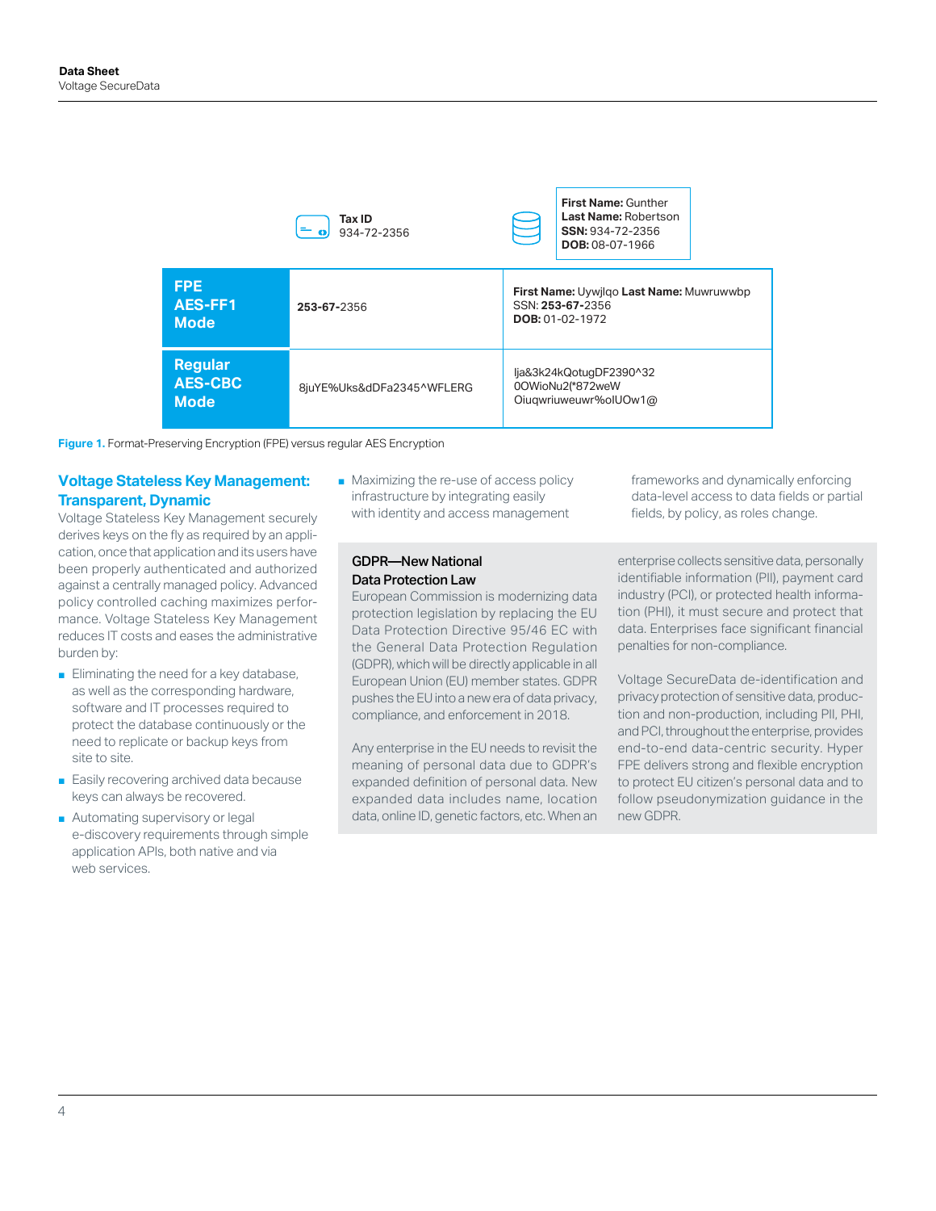| | Tax ID 934-72-2356 | **First Name:** Gunther **Last Name:** Robertson **SSN:** 934-72-2356 **DOB:** 08-07-1966 |
|---|---|---|
| **FPE AES-FF1 Mode** | **253-67-**2356 | **First Name:** Uywjlqo **Last Name:** Muwruwwbp SSN: **253-67-**2356 **DOB:** 01-02-1972 |
| **Regular AES-CBC Mode** | 8juYE%Uks&dDFa2345^WFLERG | Ija&3k24kQotugDF2390^32 0OWioNu2(*872weW Oiuqwriuweuwr%oIUOw1@ |

**Figure 1.** Format-Preserving Encryption (FPE) versus regular AES Encryption

## Voltage Stateless Key Management: Transparent, Dynamic

Voltage Stateless Key Management securely derives keys on the fly as required by an application, once that application and its users have been properly authenticated and authorized against a centrally managed policy. Advanced policy controlled caching maximizes performance. Voltage Stateless Key Management reduces IT costs and eases the administrative burden by:

- Eliminating the need for a key database, as well as the corresponding hardware, software and IT processes required to protect the database continuously or the need to replicate or backup keys from site to site.
- Easily recovering archived data because keys can always be recovered.
- Automating supervisory or legal e-discovery requirements through simple application APIs, both native and via web services.
- Maximizing the re-use of access policy infrastructure by integrating easily with identity and access management frameworks and dynamically enforcing data-level access to data fields or partial fields, by policy, as roles change.

### GDPR—New National Data Protection Law

European Commission is modernizing data protection legislation by replacing the EU Data Protection Directive 95/46 EC with the General Data Protection Regulation (GDPR), which will be directly applicable in all European Union (EU) member states. GDPR pushes the EU into a new era of data privacy, compliance, and enforcement in 2018.

Any enterprise in the EU needs to revisit the meaning of personal data due to GDPR's expanded definition of personal data. New expanded data includes name, location data, online ID, genetic factors, etc. When an enterprise collects sensitive data, personally identifiable information (PII), payment card industry (PCI), or protected health information (PHI), it must secure and protect that data. Enterprises face significant financial penalties for non-compliance.

Voltage SecureData de-identification and privacy protection of sensitive data, production and non-production, including PII, PHI, and PCI, throughout the enterprise, provides end-to-end data-centric security. Hyper FPE delivers strong and flexible encryption to protect EU citizen's personal data and to follow pseudonymization guidance in the new GDPR.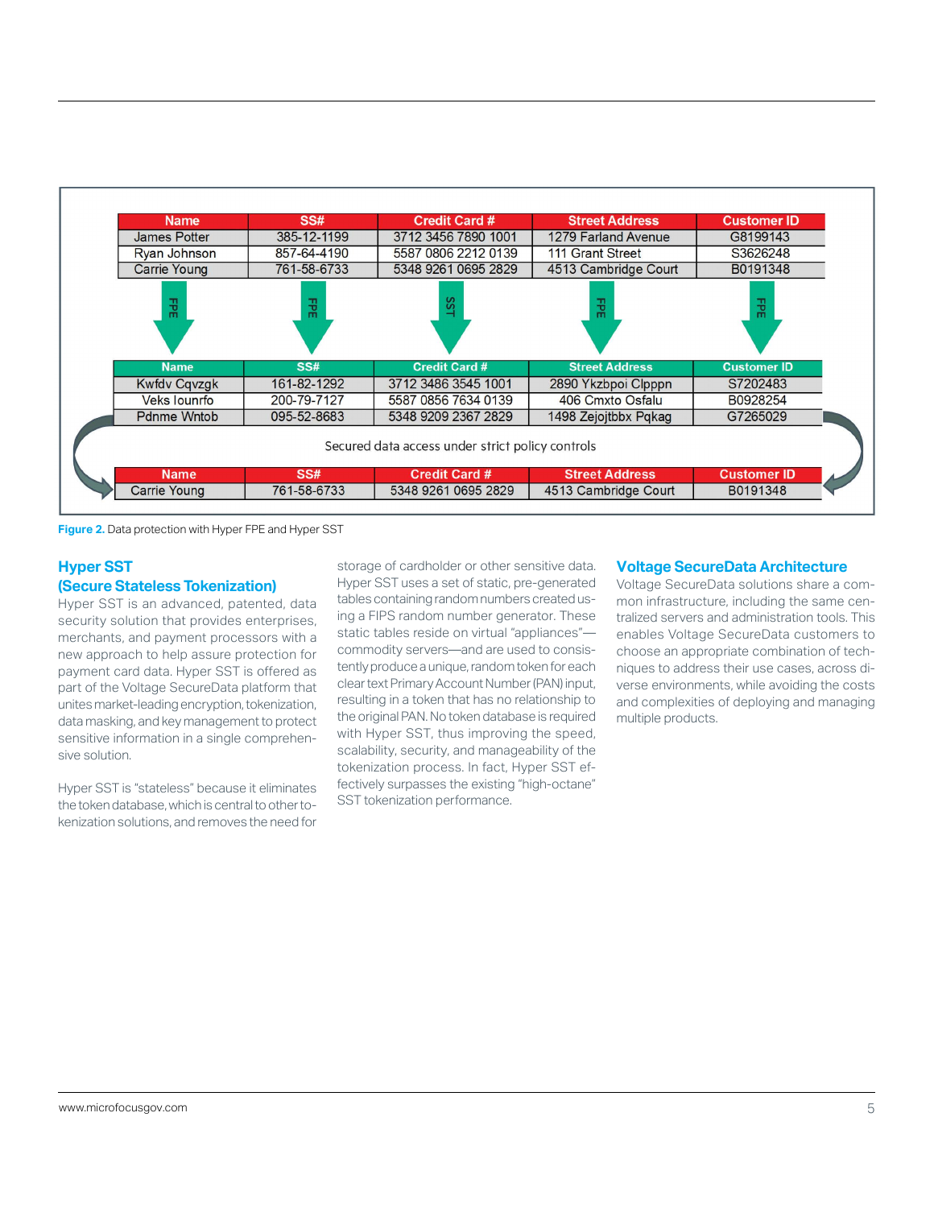| Name | SS# | Credit Card # | Street Address | Customer ID |
|---|---|---|---|---|
| James Potter | 385-12-1199 | 3712 3456 7890 1001 | 1279 Farland Avenue | G8199143 |
| Ryan Johnson | 857-64-4190 | 5587 0806 2212 0139 | 111 Grant Street | S3626248 |
| Carrie Young | 761-58-6733 | 5348 9261 0695 2829 | 4513 Cambridge Court | B0191348 |

FPE | FPE | SST | FPE | FPE

| Name | SS# | Credit Card # | Street Address | Customer ID |
|---|---|---|---|---|
| Kwfdv Cqvzgk | 161-82-1292 | 3712 3486 3545 1001 | 2890 Ykzbpoi Clpppn | S7202483 |
| Veks Iounrfo | 200-79-7127 | 5587 0856 7634 0139 | 406 Cmxto Osfalu | B0928254 |
| Pdnme Wntob | 095-52-8683 | 5348 9209 2367 2829 | 1498 Zejojtbbx Pqkag | G7265029 |

Secured data access under strict policy controls

| Name | SS# | Credit Card # | Street Address | Customer ID |
|---|---|---|---|---|
| Carrie Young | 761-58-6733 | 5348 9261 0695 2829 | 4513 Cambridge Court | B0191348 |

**Figure 2.** Data protection with Hyper FPE and Hyper SST

## Hyper SST (Secure Stateless Tokenization)

Hyper SST is an advanced, patented, data security solution that provides enterprises, merchants, and payment processors with a new approach to help assure protection for payment card data. Hyper SST is offered as part of the Voltage SecureData platform that unites market-leading encryption, tokenization, data masking, and key management to protect sensitive information in a single comprehensive solution.

Hyper SST is "stateless" because it eliminates the token database, which is central to other tokenization solutions, and removes the need for storage of cardholder or other sensitive data. Hyper SST uses a set of static, pre-generated tables containing random numbers created using a FIPS random number generator. These static tables reside on virtual "appliances"—commodity servers—and are used to consistently produce a unique, random token for each clear text Primary Account Number (PAN) input, resulting in a token that has no relationship to the original PAN. No token database is required with Hyper SST, thus improving the speed, scalability, security, and manageability of the tokenization process. In fact, Hyper SST effectively surpasses the existing "high-octane" SST tokenization performance.

## Voltage SecureData Architecture

Voltage SecureData solutions share a common infrastructure, including the same centralized servers and administration tools. This enables Voltage SecureData customers to choose an appropriate combination of techniques to address their use cases, across diverse environments, while avoiding the costs and complexities of deploying and managing multiple products.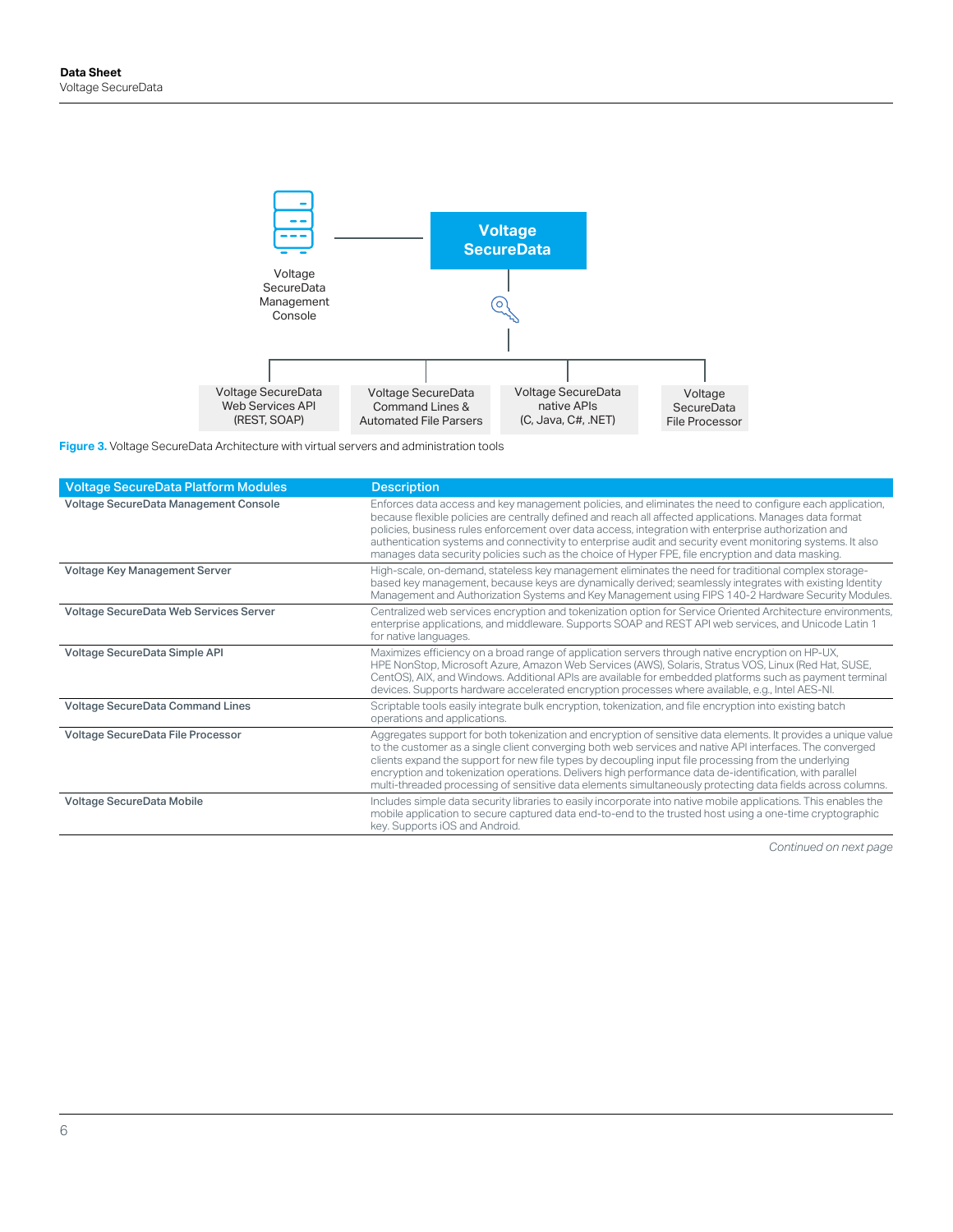Voltage SecureData Management Console

Voltage SecureData

Voltage SecureData Web Services API (REST, SOAP)

Voltage SecureData Command Lines & Automated File Parsers

Voltage SecureData native APIs (C, Java, C#, .NET)

Voltage SecureData File Processor

**Figure 3.** Voltage SecureData Architecture with virtual servers and administration tools

| Voltage SecureData Platform Modules | Description |
| --- | --- |
| **Voltage SecureData Management Console** | Enforces data access and key management policies, and eliminates the need to configure each application, because flexible policies are centrally defined and reach all affected applications. Manages data format policies, business rules enforcement over data access, integration with enterprise authorization and authentication systems and connectivity to enterprise audit and security event monitoring systems. It also manages data security policies such as the choice of Hyper FPE, file encryption and data masking. |
| **Voltage Key Management Server** | High-scale, on-demand, stateless key management eliminates the need for traditional complex storage-based key management, because keys are dynamically derived; seamlessly integrates with existing Identity Management and Authorization Systems and Key Management using FIPS 140-2 Hardware Security Modules. |
| **Voltage SecureData Web Services Server** | Centralized web services encryption and tokenization option for Service Oriented Architecture environments, enterprise applications, and middleware. Supports SOAP and REST API web services, and Unicode Latin 1 for native languages. |
| **Voltage SecureData Simple API** | Maximizes efficiency on a broad range of application servers through native encryption on HP-UX, HPE NonStop, Microsoft Azure, Amazon Web Services (AWS), Solaris, Stratus VOS, Linux (Red Hat, SUSE, CentOS), AIX, and Windows. Additional APIs are available for embedded platforms such as payment terminal devices. Supports hardware accelerated encryption processes where available, e.g., Intel AES-NI. |
| **Voltage SecureData Command Lines** | Scriptable tools easily integrate bulk encryption, tokenization, and file encryption into existing batch operations and applications. |
| **Voltage SecureData File Processor** | Aggregates support for both tokenization and encryption of sensitive data elements. It provides a unique value to the customer as a single client converging both web services and native API interfaces. The converged clients expand the support for new file types by decoupling input file processing from the underlying encryption and tokenization operations. Delivers high performance data de-identification, with parallel multi-threaded processing of sensitive data elements simultaneously protecting data fields across columns. |
| **Voltage SecureData Mobile** | Includes simple data security libraries to easily incorporate into native mobile applications. This enables the mobile application to secure captured data end-to-end to the trusted host using a one-time cryptographic key. Supports iOS and Android. |

*Continued on next page*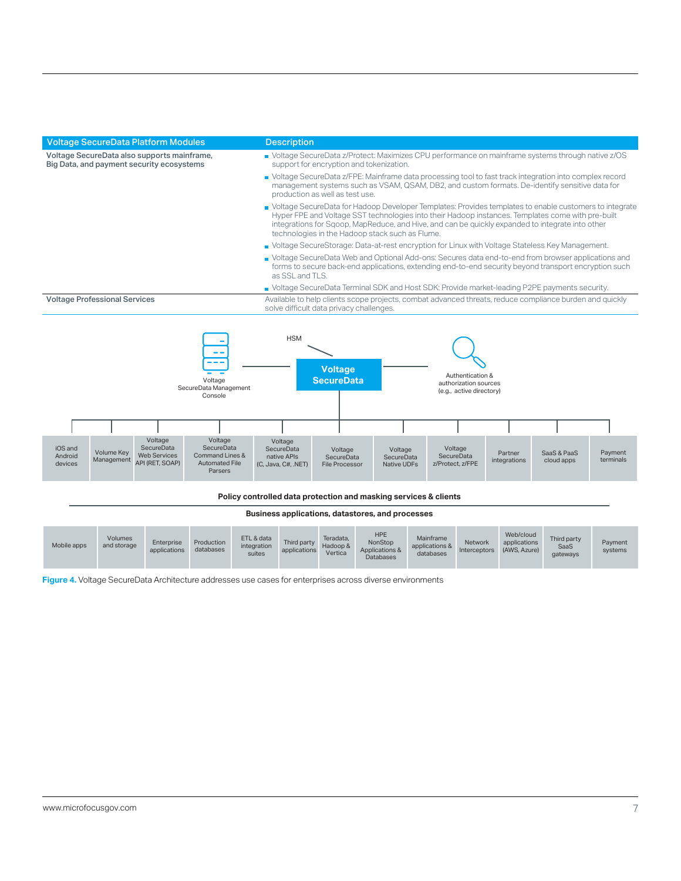| Voltage SecureData Platform Modules | Description |
| --- | --- |
| Voltage SecureData also supports mainframe, Big Data, and payment security ecosystems | ■ Voltage SecureData z/Protect: Maximizes CPU performance on mainframe systems through native z/OS support for encryption and tokenization.<br>■ Voltage SecureData z/FPE: Mainframe data processing tool to fast track integration into complex record management systems such as VSAM, QSAM, DB2, and custom formats. De-identify sensitive data for production as well as test use.<br>■ Voltage SecureData for Hadoop Developer Templates: Provides templates to enable customers to integrate Hyper FPE and Voltage SST technologies into their Hadoop instances. Templates come with pre-built integrations for Sqoop, MapReduce, and Hive, and can be quickly expanded to integrate into other technologies in the Hadoop stack such as Flume.<br>■ Voltage SecureStorage: Data-at-rest encryption for Linux with Voltage Stateless Key Management.<br>■ Voltage SecureData Web and Optional Add-ons: Secures data end-to-end from browser applications and forms to secure back-end applications, extending end-to-end security beyond transport encryption such as SSL and TLS.<br>■ Voltage SecureData Terminal SDK and Host SDK: Provide market-leading P2PE payments security. |
| Voltage Professional Services | Available to help clients scope projects, combat advanced threats, reduce compliance burden and quickly solve difficult data privacy challenges. |

Voltage SecureData Management Console — HSM — **Voltage SecureData** — Authentication & authorization sources (e.g., active directory)

| iOS and Android devices | Volume Key Management | Voltage SecureData Web Services API (RET, SOAP) | Voltage SecureData Command Lines & Automated File Parsers | Voltage SecureData native APIs (C, Java, C#, .NET) | Voltage SecureData File Processor | Voltage SecureData Native UDFs | Voltage SecureData z/Protect, z/FPE | Partner integrations | SaaS & PaaS cloud apps | Payment terminals |
| --- | --- | --- | --- | --- | --- | --- | --- | --- | --- | --- |

**Policy controlled data protection and masking services & clients**

**Business applications, datastores, and processes**

| Mobile apps | Volumes and storage | Enterprise applications | Production databases | ETL & data integration suites | Third party applications | Teradata, Hadoop & Vertica | HPE NonStop Applications & Databases | Mainframe applications & databases | Network Interceptors | Web/cloud applications (AWS, Azure) | Third party SaaS gateways | Payment systems |
| --- | --- | --- | --- | --- | --- | --- | --- | --- | --- | --- | --- | --- |

**Figure 4.** Voltage SecureData Architecture addresses use cases for enterprises across diverse environments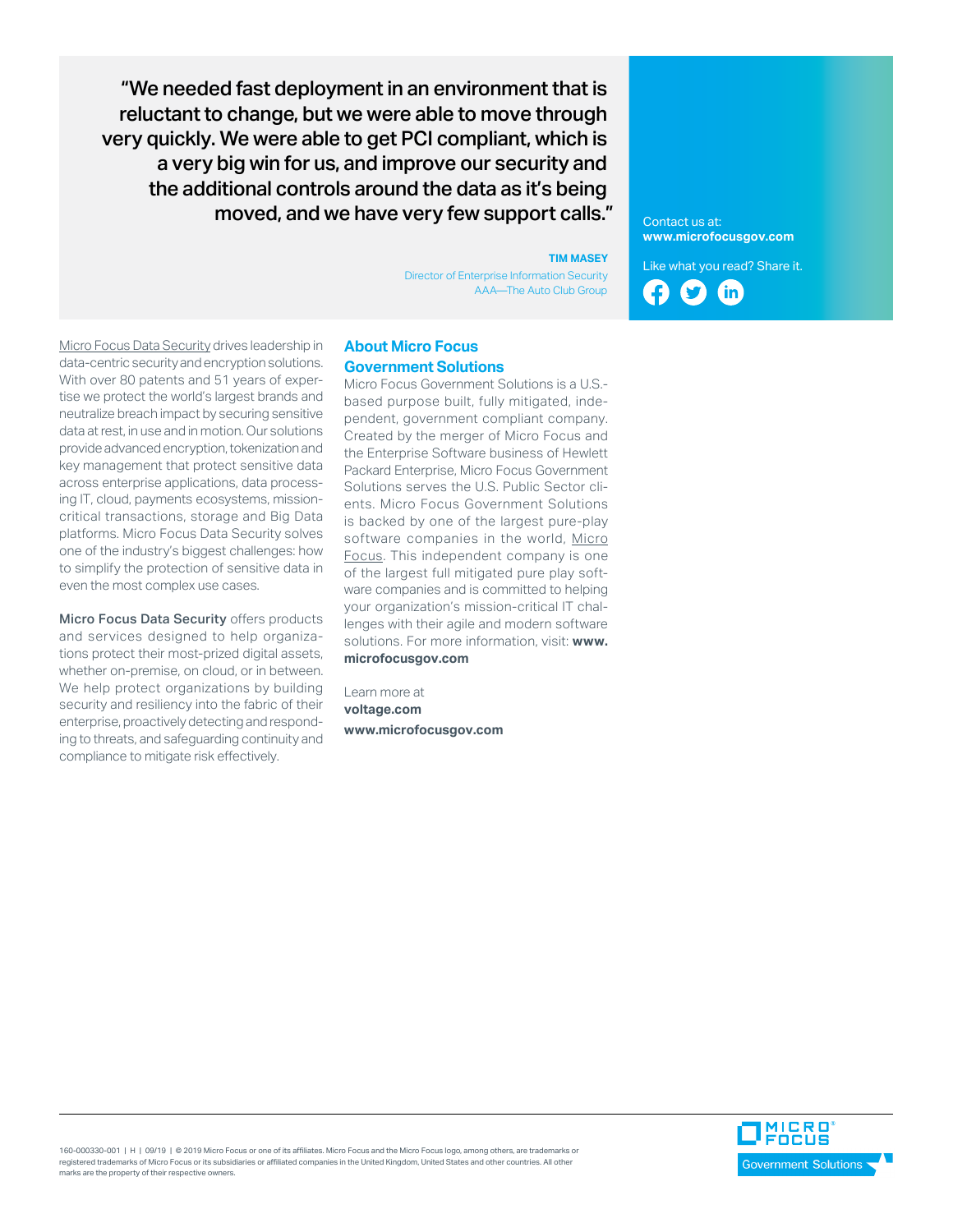"We needed fast deployment in an environment that is reluctant to change, but we were able to move through very quickly. We were able to get PCI compliant, which is a very big win for us, and improve our security and the additional controls around the data as it's being moved, and we have very few support calls."

**TIM MASEY**
Director of Enterprise Information Security
AAA—The Auto Club Group

Contact us at:
**www.microfocusgov.com**

Like what you read? Share it.

Micro Focus Data Security drives leadership in data-centric security and encryption solutions. With over 80 patents and 51 years of expertise we protect the world's largest brands and neutralize breach impact by securing sensitive data at rest, in use and in motion. Our solutions provide advanced encryption, tokenization and key management that protect sensitive data across enterprise applications, data processing IT, cloud, payments ecosystems, mission-critical transactions, storage and Big Data platforms. Micro Focus Data Security solves one of the industry's biggest challenges: how to simplify the protection of sensitive data in even the most complex use cases.

Micro Focus Data Security offers products and services designed to help organizations protect their most-prized digital assets, whether on-premise, on cloud, or in between. We help protect organizations by building security and resiliency into the fabric of their enterprise, proactively detecting and responding to threats, and safeguarding continuity and compliance to mitigate risk effectively.

## About Micro Focus Government Solutions

Micro Focus Government Solutions is a U.S.-based purpose built, fully mitigated, independent, government compliant company. Created by the merger of Micro Focus and the Enterprise Software business of Hewlett Packard Enterprise, Micro Focus Government Solutions serves the U.S. Public Sector clients. Micro Focus Government Solutions is backed by one of the largest pure-play software companies in the world, Micro Focus. This independent company is one of the largest full mitigated pure play software companies and is committed to helping your organization's mission-critical IT challenges with their agile and modern software solutions. For more information, visit: **www.microfocusgov.com**

Learn more at
**voltage.com**
**www.microfocusgov.com**

160-000330-001 | H | 09/19 | © 2019 Micro Focus or one of its affiliates. Micro Focus and the Micro Focus logo, among others, are trademarks or registered trademarks of Micro Focus or its subsidiaries or affiliated companies in the United Kingdom, United States and other countries. All other marks are the property of their respective owners.

MICRO FOCUS
Government Solutions